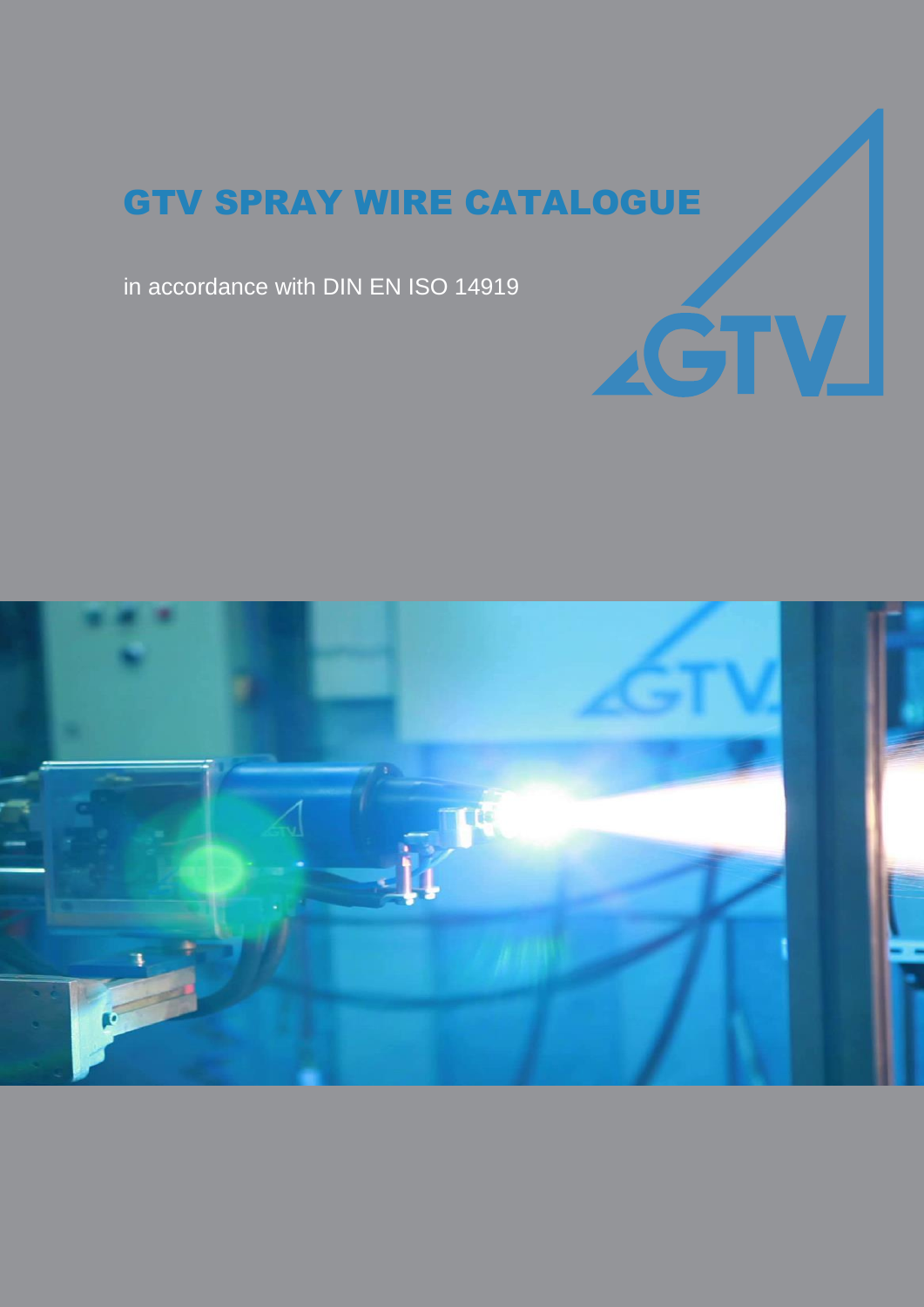# GTV SPRAY WIRE CATALOGUE

in accordance with DIN EN ISO 14919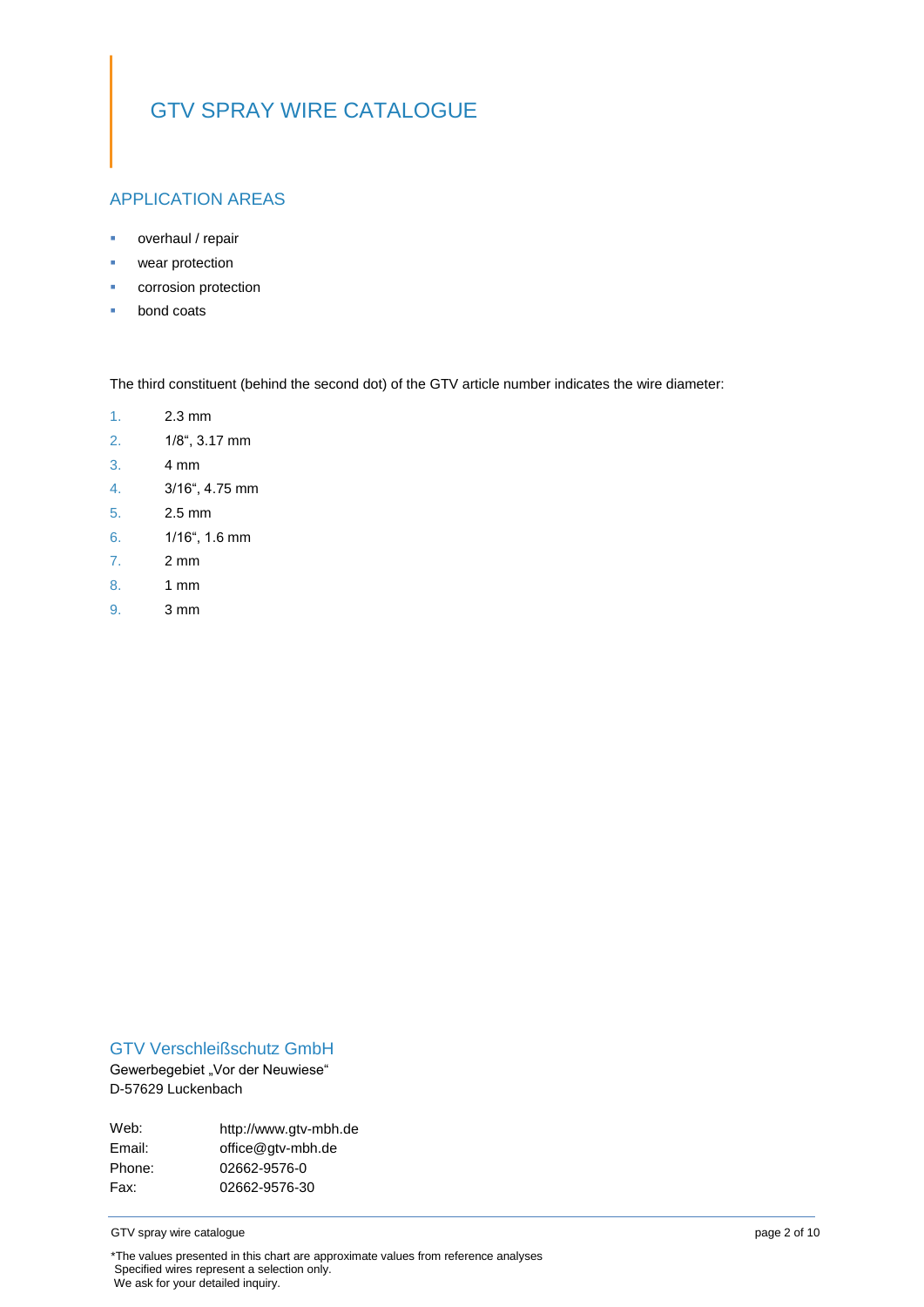# GTV SPRAY WIRE CATALOGUE

## APPLICATION AREAS

- overhaul / repair
- wear protection
- corrosion protection
- bond coats

The third constituent (behind the second dot) of the GTV article number indicates the wire diameter:

1. 2.3 mm
2. 1/8“, 3.17 mm
3. 4 mm
4. 3/16“, 4.75 mm
5. 2.5 mm
6. 1/16“, 1.6 mm
7. 2 mm
8. 1 mm
9. 3 mm

## GTV Verschleißschutz GmbH

Gewerbegebiet „Vor der Neuwiese“
D-57629 Luckenbach

| | |
|---|---|
| Web: | http://www.gtv-mbh.de |
| Email: | office@gtv-mbh.de |
| Phone: | 02662-9576-0 |
| Fax: | 02662-9576-30 |

*The values presented in this chart are approximate values from reference analyses
Specified wires represent a selection only.
We ask for your detailed inquiry.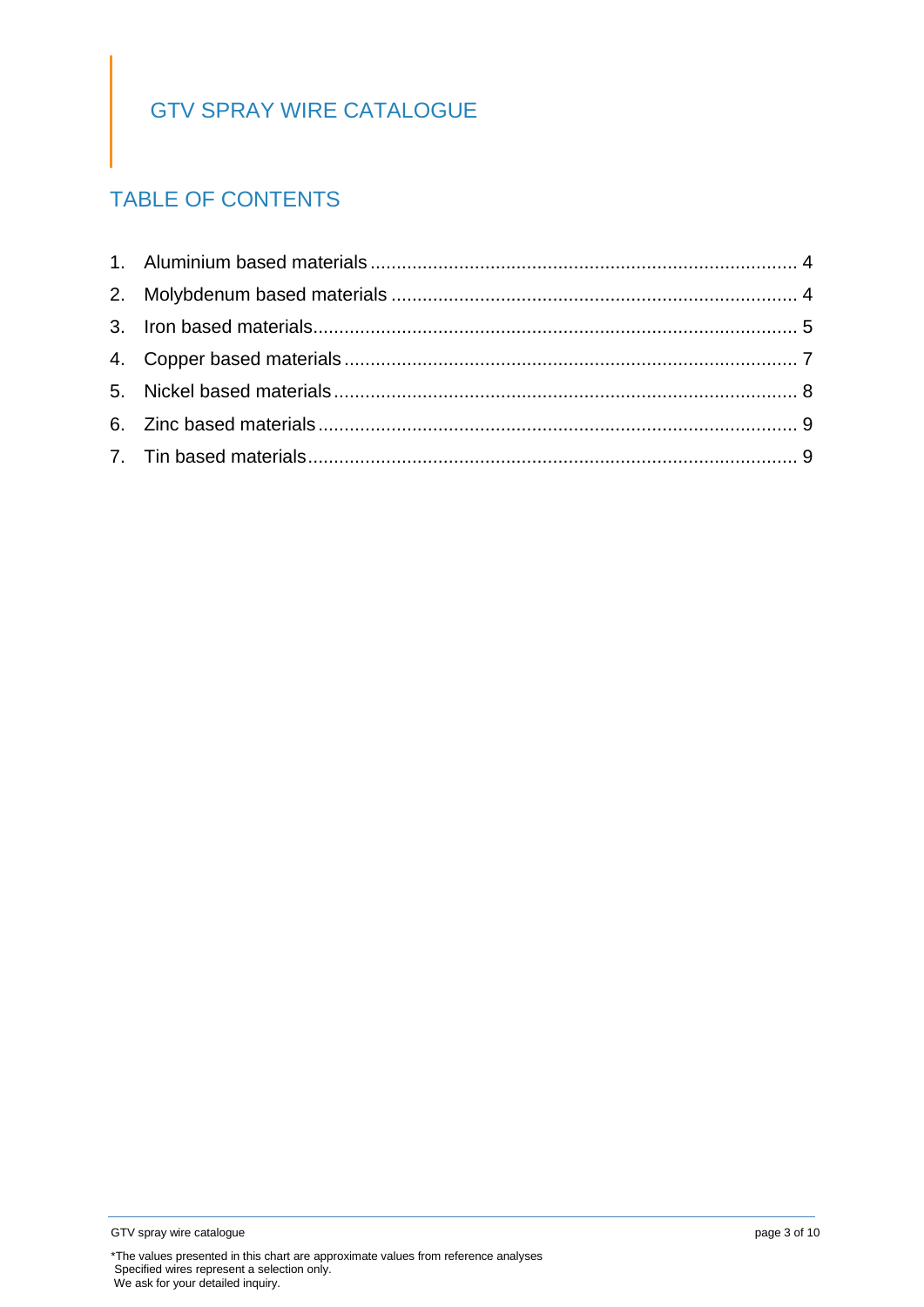# GTV SPRAY WIRE CATALOGUE

## TABLE OF CONTENTS

1. Aluminium based materials ........................................ 4
2. Molybdenum based materials ........................................ 4
3. Iron based materials ........................................ 5
4. Copper based materials ........................................ 7
5. Nickel based materials ........................................ 8
6. Zinc based materials ........................................ 9
7. Tin based materials ........................................ 9

*The values presented in this chart are approximate values from reference analyses
Specified wires represent a selection only.
We ask for your detailed inquiry.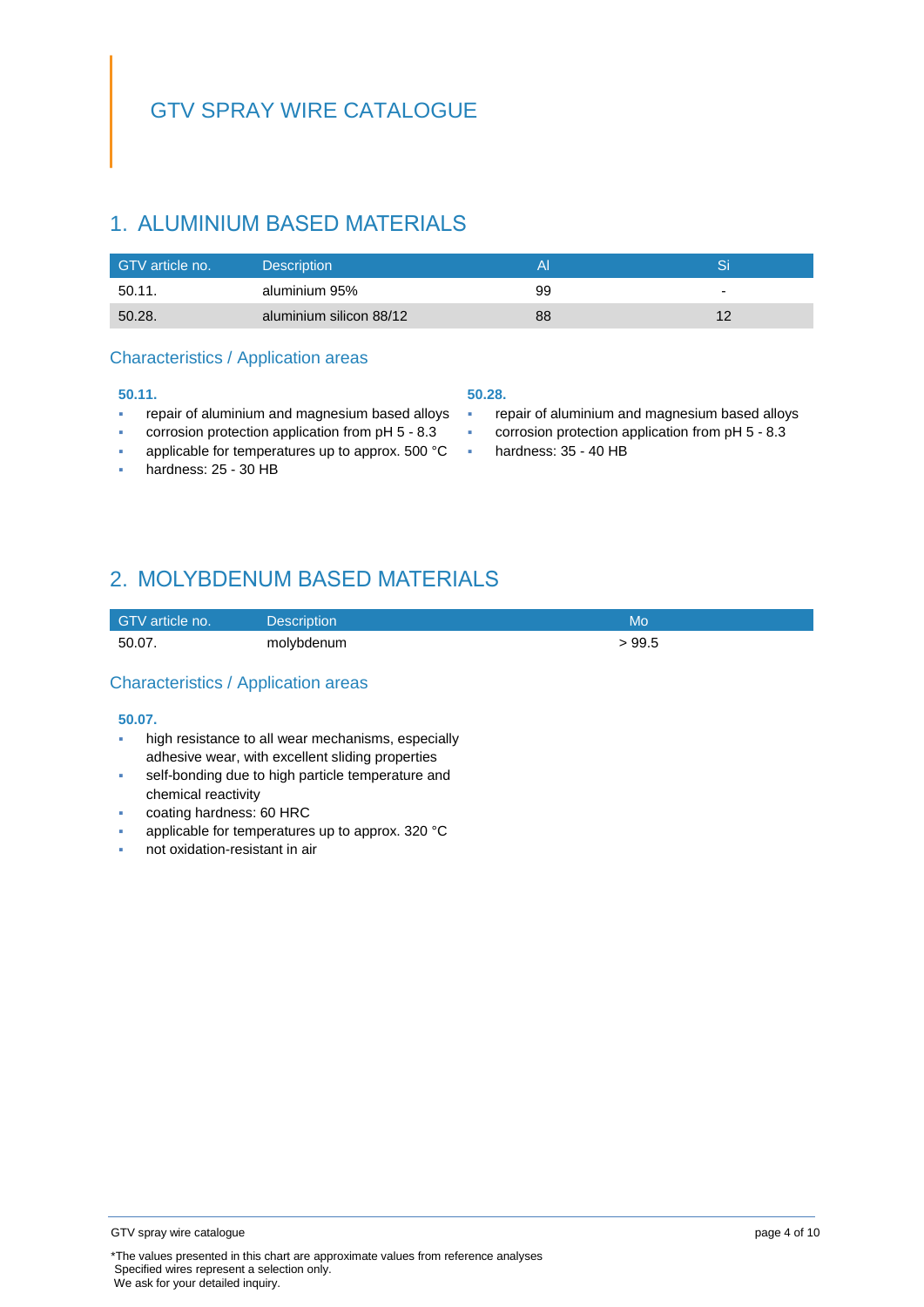# GTV SPRAY WIRE CATALOGUE

## 1. ALUMINIUM BASED MATERIALS

| GTV article no. | Description | Al | Si |
|---|---|---|---|
| 50.11. | aluminium 95% | 99 | - |
| 50.28. | aluminium silicon 88/12 | 88 | 12 |

### Characteristics / Application areas

**50.11.**

- repair of aluminium and magnesium based alloys
- corrosion protection application from pH 5 - 8.3
- applicable for temperatures up to approx. 500 °C
- hardness: 25 - 30 HB

**50.28.**

- repair of aluminium and magnesium based alloys
- corrosion protection application from pH 5 - 8.3
- hardness: 35 - 40 HB

## 2. MOLYBDENUM BASED MATERIALS

| GTV article no. | Description | Mo |
|---|---|---|
| 50.07. | molybdenum | > 99.5 |

### Characteristics / Application areas

**50.07.**

- high resistance to all wear mechanisms, especially adhesive wear, with excellent sliding properties
- self-bonding due to high particle temperature and chemical reactivity
- coating hardness: 60 HRC
- applicable for temperatures up to approx. 320 °C
- not oxidation-resistant in air

*The values presented in this chart are approximate values from reference analyses
Specified wires represent a selection only.
We ask for your detailed inquiry.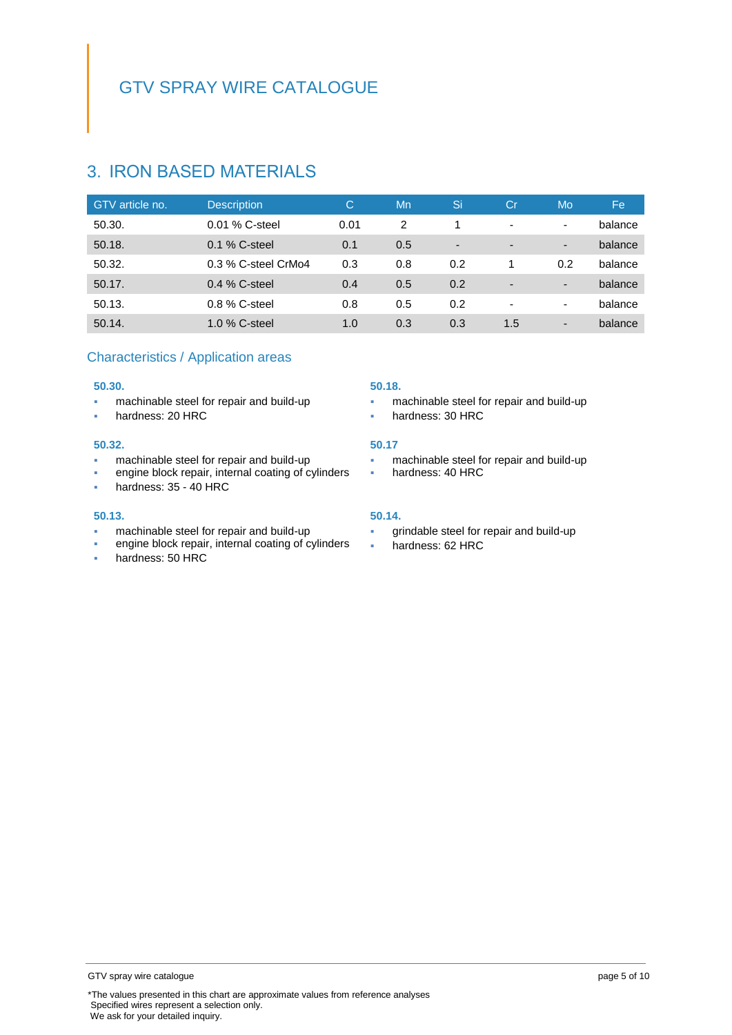# GTV SPRAY WIRE CATALOGUE

## 3. IRON BASED MATERIALS

| GTV article no. | Description | C | Mn | Si | Cr | Mo | Fe |
|---|---|---|---|---|---|---|---|
| 50.30. | 0.01 % C-steel | 0.01 | 2 | 1 | - | - | balance |
| 50.18. | 0.1 % C-steel | 0.1 | 0.5 | - | - | - | balance |
| 50.32. | 0.3 % C-steel CrMo4 | 0.3 | 0.8 | 0.2 | 1 | 0.2 | balance |
| 50.17. | 0.4 % C-steel | 0.4 | 0.5 | 0.2 | - | - | balance |
| 50.13. | 0.8 % C-steel | 0.8 | 0.5 | 0.2 | - | - | balance |
| 50.14. | 1.0 % C-steel | 1.0 | 0.3 | 0.3 | 1.5 | - | balance |

### Characteristics / Application areas

**50.30.**
- machinable steel for repair and build-up
- hardness: 20 HRC

**50.18.**
- machinable steel for repair and build-up
- hardness: 30 HRC

**50.32.**
- machinable steel for repair and build-up
- engine block repair, internal coating of cylinders
- hardness: 35 - 40 HRC

**50.17**
- machinable steel for repair and build-up
- hardness: 40 HRC

**50.13.**
- machinable steel for repair and build-up
- engine block repair, internal coating of cylinders
- hardness: 50 HRC

**50.14.**
- grindable steel for repair and build-up
- hardness: 62 HRC

*The values presented in this chart are approximate values from reference analyses
Specified wires represent a selection only.
We ask for your detailed inquiry.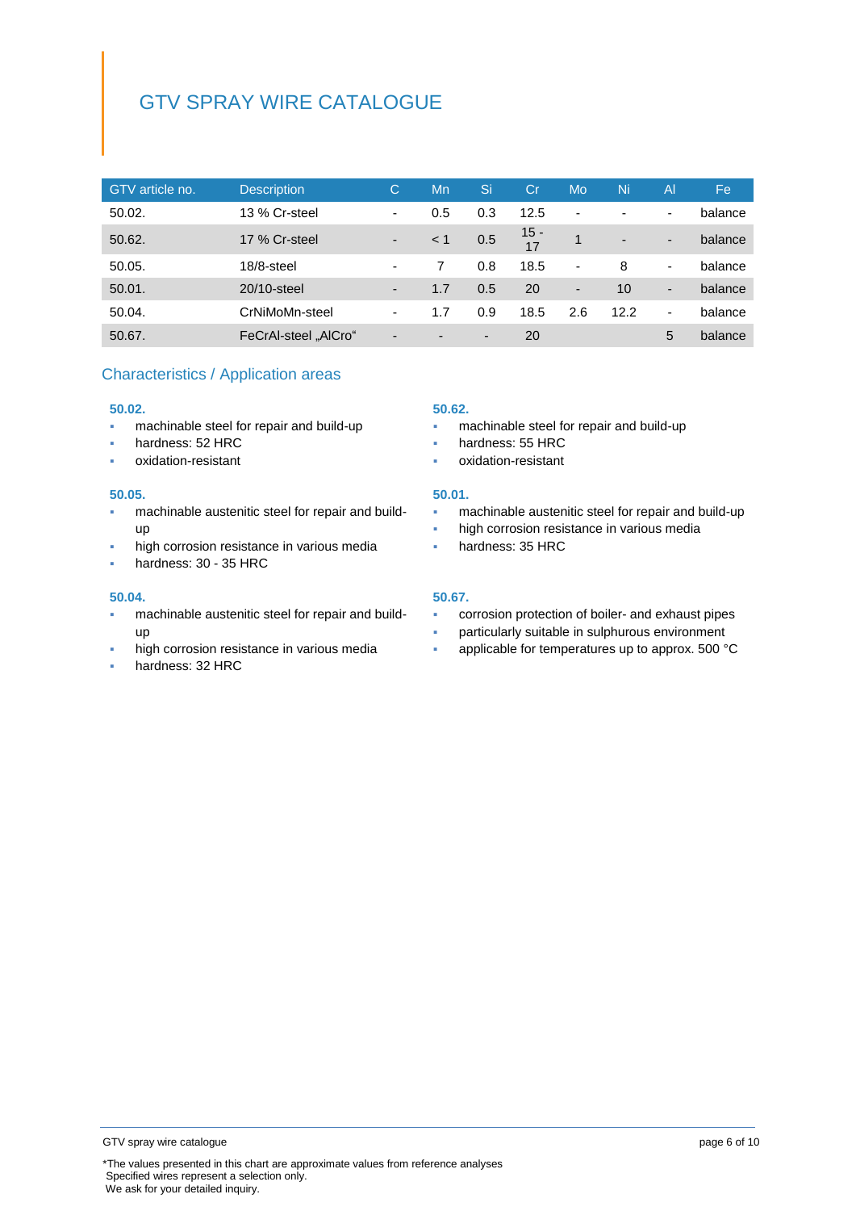# GTV SPRAY WIRE CATALOGUE

| GTV article no. | Description | C | Mn | Si | Cr | Mo | Ni | Al | Fe |
|---|---|---|---|---|---|---|---|---|---|
| 50.02. | 13 % Cr-steel | - | 0.5 | 0.3 | 12.5 | - | - | - | balance |
| 50.62. | 17 % Cr-steel | - | < 1 | 0.5 | 15 - 17 | 1 | - | - | balance |
| 50.05. | 18/8-steel | - | 7 | 0.8 | 18.5 | - | 8 | - | balance |
| 50.01. | 20/10-steel | - | 1.7 | 0.5 | 20 | - | 10 | - | balance |
| 50.04. | CrNiMoMn-steel | - | 1.7 | 0.9 | 18.5 | 2.6 | 12.2 | - | balance |
| 50.67. | FeCrAl-steel „AlCro“ | - | - | - | 20 | | | 5 | balance |

## Characteristics / Application areas

**50.02.**
- machinable steel for repair and build-up
- hardness: 52 HRC
- oxidation-resistant

**50.62.**
- machinable steel for repair and build-up
- hardness: 55 HRC
- oxidation-resistant

**50.05.**
- machinable austenitic steel for repair and build-up
- high corrosion resistance in various media
- hardness: 30 - 35 HRC

**50.01.**
- machinable austenitic steel for repair and build-up
- high corrosion resistance in various media
- hardness: 35 HRC

**50.04.**
- machinable austenitic steel for repair and build-up
- high corrosion resistance in various media
- hardness: 32 HRC

**50.67.**
- corrosion protection of boiler- and exhaust pipes
- particularly suitable in sulphurous environment
- applicable for temperatures up to approx. 500 °C

*The values presented in this chart are approximate values from reference analyses
Specified wires represent a selection only.
We ask for your detailed inquiry.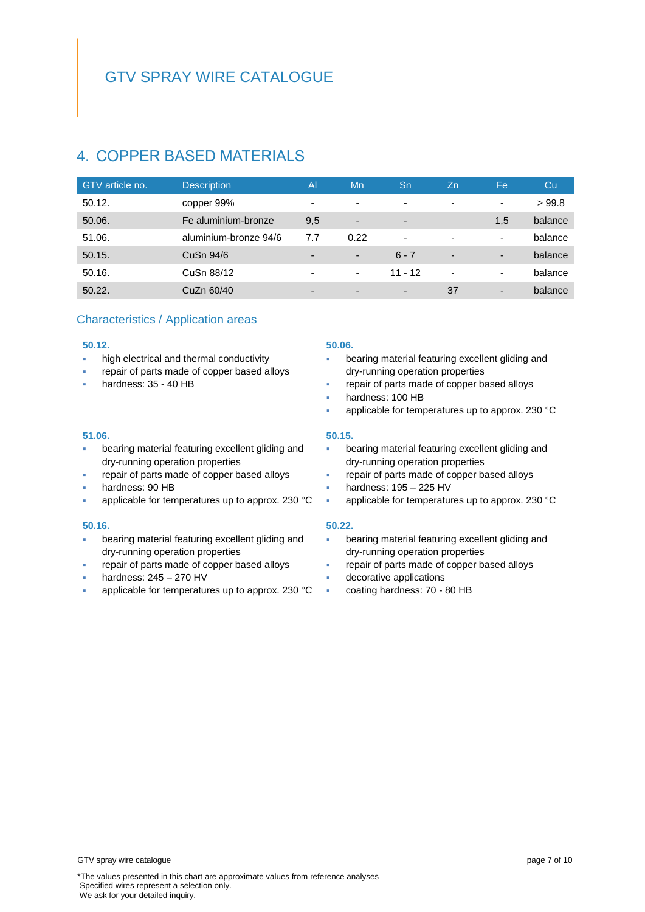# GTV SPRAY WIRE CATALOGUE

## 4. COPPER BASED MATERIALS

| GTV article no. | Description | Al | Mn | Sn | Zn | Fe | Cu |
|---|---|---|---|---|---|---|---|
| 50.12. | copper 99% | - | - | - | - | - | > 99.8 |
| 50.06. | Fe aluminium-bronze | 9,5 | - | - | | 1,5 | balance |
| 51.06. | aluminium-bronze 94/6 | 7.7 | 0.22 | - | - | - | balance |
| 50.15. | CuSn 94/6 | - | - | 6 - 7 | - | - | balance |
| 50.16. | CuSn 88/12 | - | - | 11 - 12 | - | - | balance |
| 50.22. | CuZn 60/40 | - | - | - | 37 | - | balance |

### Characteristics / Application areas

**50.12.**
- high electrical and thermal conductivity
- repair of parts made of copper based alloys
- hardness: 35 - 40 HB

**50.06.**
- bearing material featuring excellent gliding and dry-running operation properties
- repair of parts made of copper based alloys
- hardness: 100 HB
- applicable for temperatures up to approx. 230 °C

**51.06.**
- bearing material featuring excellent gliding and dry-running operation properties
- repair of parts made of copper based alloys
- hardness: 90 HB
- applicable for temperatures up to approx. 230 °C

**50.15.**
- bearing material featuring excellent gliding and dry-running operation properties
- repair of parts made of copper based alloys
- hardness: 195 – 225 HV
- applicable for temperatures up to approx. 230 °C

**50.16.**
- bearing material featuring excellent gliding and dry-running operation properties
- repair of parts made of copper based alloys
- hardness: 245 – 270 HV
- applicable for temperatures up to approx. 230 °C

**50.22.**
- bearing material featuring excellent gliding and dry-running operation properties
- repair of parts made of copper based alloys
- decorative applications
- coating hardness: 70 - 80 HB

*The values presented in this chart are approximate values from reference analyses
Specified wires represent a selection only.
We ask for your detailed inquiry.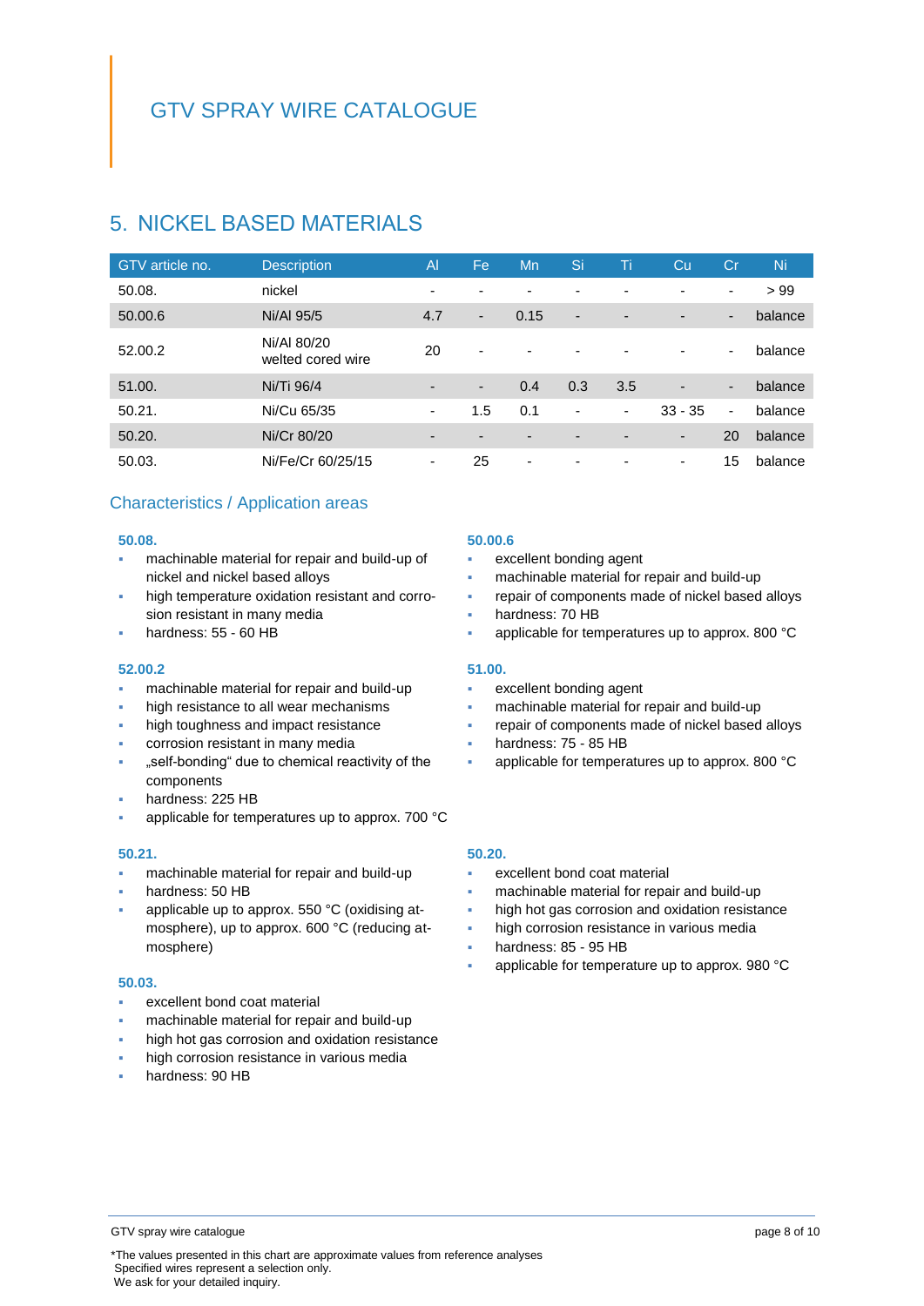# GTV SPRAY WIRE CATALOGUE

## 5. NICKEL BASED MATERIALS

| GTV article no. | Description | Al | Fe | Mn | Si | Ti | Cu | Cr | Ni |
|---|---|---|---|---|---|---|---|---|---|
| 50.08. | nickel | - | - | - | - | - | - | - | > 99 |
| 50.00.6 | Ni/Al 95/5 | 4.7 | - | 0.15 | - | - | - | - | balance |
| 52.00.2 | Ni/Al 80/20 welted cored wire | 20 | - | - | - | - | - | - | balance |
| 51.00. | Ni/Ti 96/4 | - | - | 0.4 | 0.3 | 3.5 | - | - | balance |
| 50.21. | Ni/Cu 65/35 | - | 1.5 | 0.1 | - | - | 33 - 35 | - | balance |
| 50.20. | Ni/Cr 80/20 | - | - | - | - | - | - | 20 | balance |
| 50.03. | Ni/Fe/Cr 60/25/15 | - | 25 | - | - | - | - | 15 | balance |

### Characteristics / Application areas

**50.08.**

- machinable material for repair and build-up of nickel and nickel based alloys
- high temperature oxidation resistant and corrosion resistant in many media
- hardness: 55 - 60 HB

**52.00.2**

- machinable material for repair and build-up
- high resistance to all wear mechanisms
- high toughness and impact resistance
- corrosion resistant in many media
- „self-bonding“ due to chemical reactivity of the components
- hardness: 225 HB
- applicable for temperatures up to approx. 700 °C

**50.21.**

- machinable material for repair and build-up
- hardness: 50 HB
- applicable up to approx. 550 °C (oxidising atmosphere), up to approx. 600 °C (reducing atmosphere)

**50.03.**

- excellent bond coat material
- machinable material for repair and build-up
- high hot gas corrosion and oxidation resistance
- high corrosion resistance in various media
- hardness: 90 HB

**50.00.6**

- excellent bonding agent
- machinable material for repair and build-up
- repair of components made of nickel based alloys
- hardness: 70 HB
- applicable for temperatures up to approx. 800 °C

**51.00.**

- excellent bonding agent
- machinable material for repair and build-up
- repair of components made of nickel based alloys
- hardness: 75 - 85 HB
- applicable for temperatures up to approx. 800 °C

**50.20.**

- excellent bond coat material
- machinable material for repair and build-up
- high hot gas corrosion and oxidation resistance
- high corrosion resistance in various media
- hardness: 85 - 95 HB
- applicable for temperature up to approx. 980 °C

*The values presented in this chart are approximate values from reference analyses
Specified wires represent a selection only.
We ask for your detailed inquiry.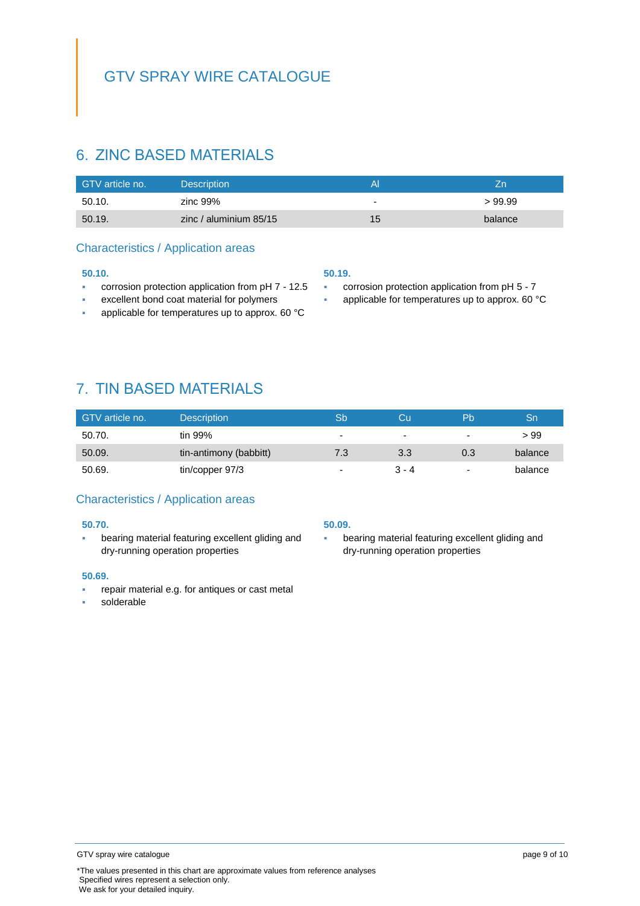# GTV SPRAY WIRE CATALOGUE

## 6. ZINC BASED MATERIALS

| GTV article no. | Description | Al | Zn |
|---|---|---|---|
| 50.10. | zinc 99% | - | > 99.99 |
| 50.19. | zinc / aluminium 85/15 | 15 | balance |

### Characteristics / Application areas

**50.10.**

- corrosion protection application from pH 7 - 12.5
- excellent bond coat material for polymers
- applicable for temperatures up to approx. 60 °C

**50.19.**

- corrosion protection application from pH 5 - 7
- applicable for temperatures up to approx. 60 °C

## 7. TIN BASED MATERIALS

| GTV article no. | Description | Sb | Cu | Pb | Sn |
|---|---|---|---|---|---|
| 50.70. | tin 99% | - | - | - | > 99 |
| 50.09. | tin-antimony (babbitt) | 7.3 | 3.3 | 0.3 | balance |
| 50.69. | tin/copper 97/3 | - | 3 - 4 | - | balance |

### Characteristics / Application areas

**50.70.**

- bearing material featuring excellent gliding and dry-running operation properties

**50.09.**

- bearing material featuring excellent gliding and dry-running operation properties

**50.69.**

- repair material e.g. for antiques or cast metal
- solderable

*The values presented in this chart are approximate values from reference analyses
Specified wires represent a selection only.
We ask for your detailed inquiry.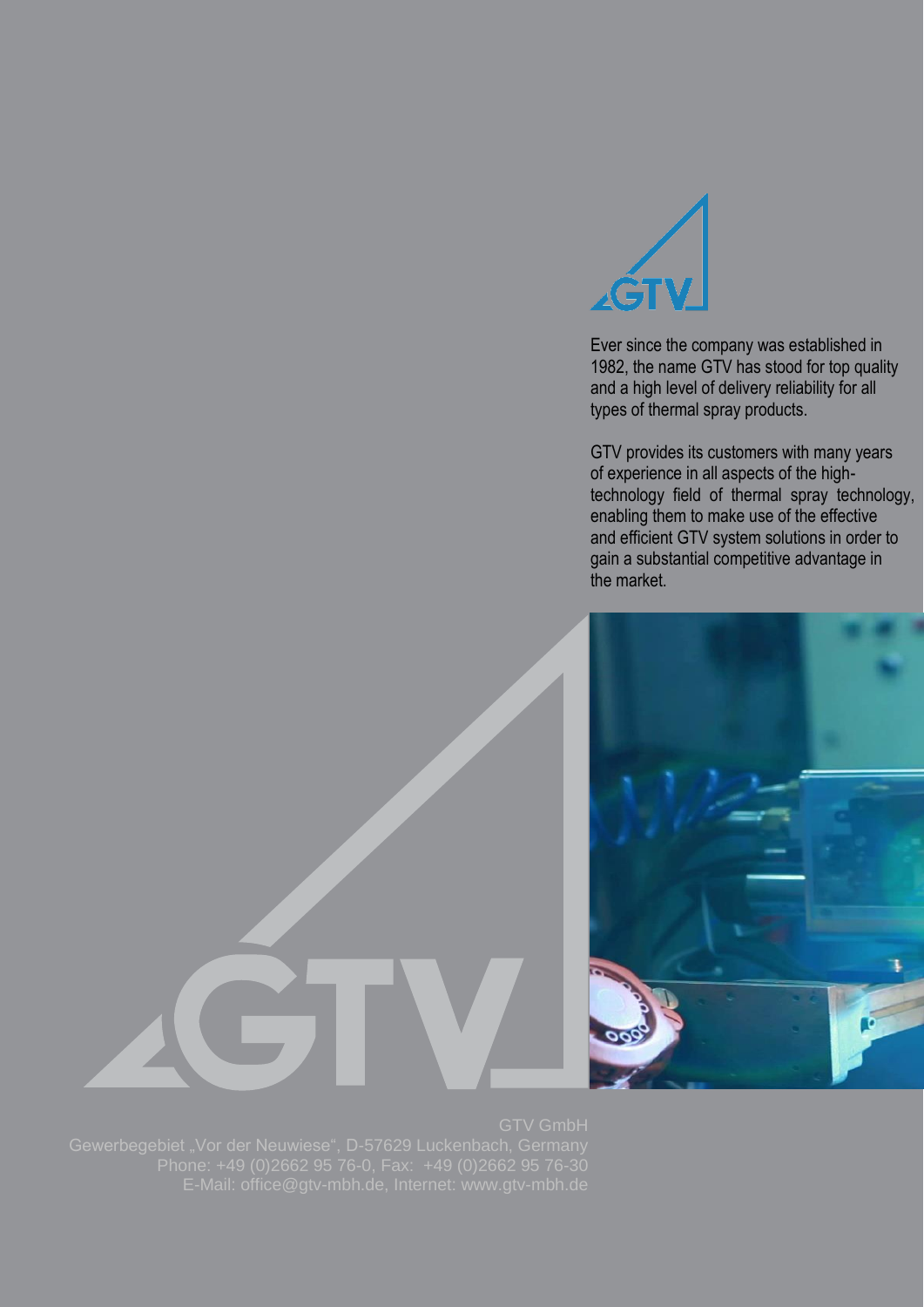Ever since the company was established in 1982, the name GTV has stood for top quality and a high level of delivery reliability for all types of thermal spray products.

GTV provides its customers with many years of experience in all aspects of the high-technology field of thermal spray technology, enabling them to make use of the effective and efficient GTV system solutions in order to gain a substantial competitive advantage in the market.

GTV GmbH
Gewerbegebiet „Vor der Neuwiese“, D-57629 Luckenbach, Germany
Phone: +49 (0)2662 95 76-0, Fax: +49 (0)2662 95 76-30
E-Mail: office@gtv-mbh.de, Internet: www.gtv-mbh.de